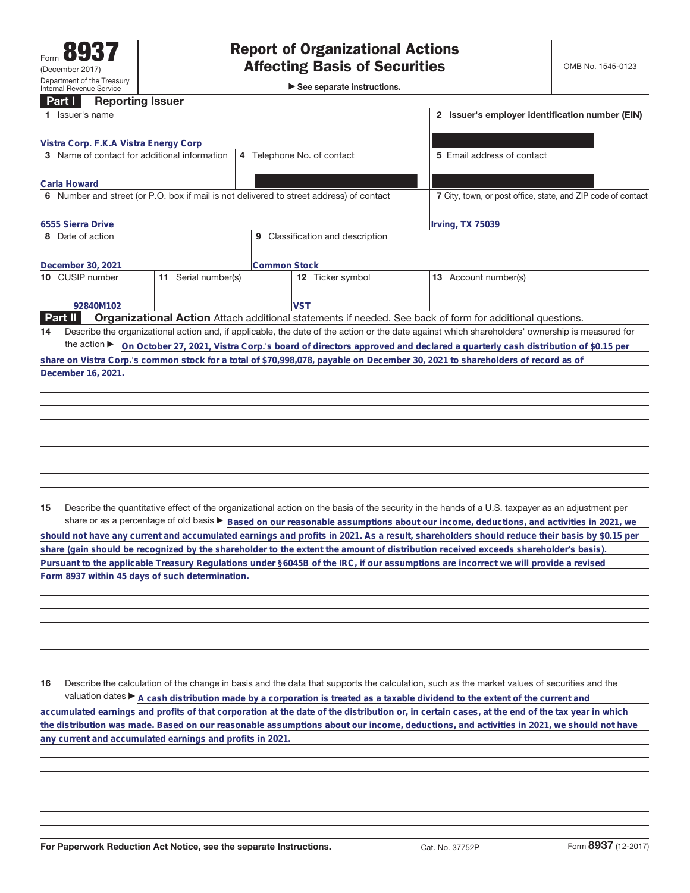Form **8937**
(December 2017)
Department of the Treasury
Internal Revenue Service

# Report of Organizational Actions Affecting Basis of Securities

▶ See separate instructions.

OMB No. 1545-0123

## Part I Reporting Issuer

| 1 Issuer's name | | | 2 Issuer's employer identification number (EIN) |
|---|---|---|---|
| Vistra Corp. F.K.A Vistra Energy Corp | | | |
| 3 Name of contact for additional information | 4 Telephone No. of contact | | 5 Email address of contact |
| Carla Howard | | | |
| 6 Number and street (or P.O. box if mail is not delivered to street address) of contact | | | 7 City, town, or post office, state, and ZIP code of contact |
| 6555 Sierra Drive | | | Irving, TX 75039 |
| 8 Date of action | 9 Classification and description | | |
| December 30, 2021 | Common Stock | | |
| 10 CUSIP number | 11 Serial number(s) | 12 Ticker symbol | 13 Account number(s) |
| 92840M102 | | VST | |

## Part II Organizational Action

Attach additional statements if needed. See back of form for additional questions.

**14** Describe the organizational action and, if applicable, the date of the action or the date against which shareholders' ownership is measured for the action ▶ On October 27, 2021, Vistra Corp.'s board of directors approved and declared a quarterly cash distribution of $0.15 per share on Vistra Corp.'s common stock for a total of $70,998,078, payable on December 30, 2021 to shareholders of record as of December 16, 2021.

**15** Describe the quantitative effect of the organizational action on the basis of the security in the hands of a U.S. taxpayer as an adjustment per share or as a percentage of old basis ▶ Based on our reasonable assumptions about our income, deductions, and activities in 2021, we should not have any current and accumulated earnings and profits in 2021. As a result, shareholders should reduce their basis by $0.15 per share (gain should be recognized by the shareholder to the extent the amount of distribution received exceeds shareholder's basis). Pursuant to the applicable Treasury Regulations under §6045B of the IRC, if our assumptions are incorrect we will provide a revised Form 8937 within 45 days of such determination.

**16** Describe the calculation of the change in basis and the data that supports the calculation, such as the market values of securities and the valuation dates ▶ A cash distribution made by a corporation is treated as a taxable dividend to the extent of the current and accumulated earnings and profits of that corporation at the date of the distribution or, in certain cases, at the end of the tax year in which the distribution was made. Based on our reasonable assumptions about our income, deductions, and activities in 2021, we should not have any current and accumulated earnings and profits in 2021.

For Paperwork Reduction Act Notice, see the separate Instructions. Cat. No. 37752P Form **8937** (12-2017)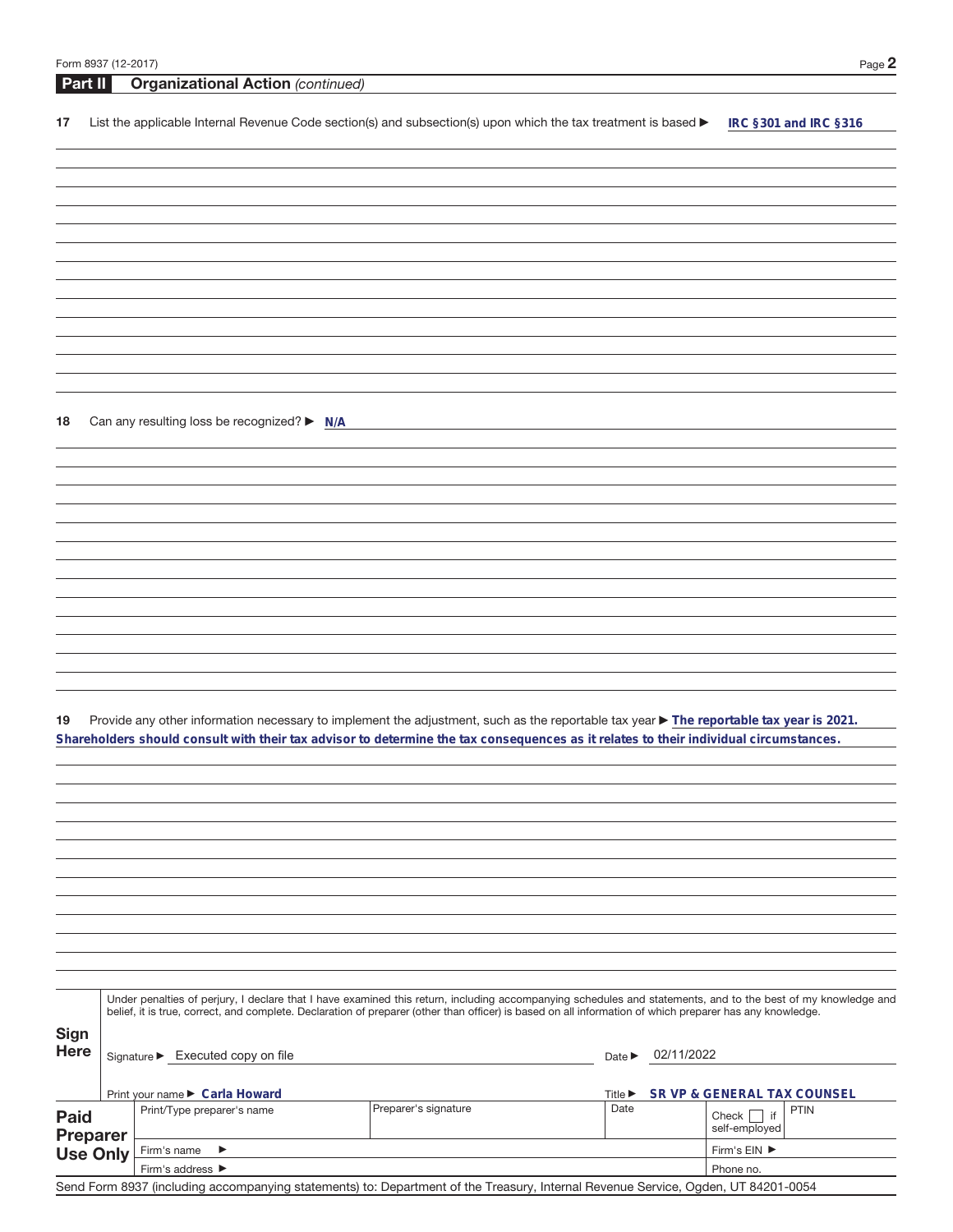## Part II Organizational Action *(continued)*

**17** List the applicable Internal Revenue Code section(s) and subsection(s) upon which the tax treatment is based ▶ **IRC §301 and IRC §316**

**18** Can any resulting loss be recognized? ▶ **N/A**

**19** Provide any other information necessary to implement the adjustment, such as the reportable tax year ▶ **The reportable tax year is 2021. Shareholders should consult with their tax advisor to determine the tax consequences as it relates to their individual circumstances.**

**Sign Here**

Under penalties of perjury, I declare that I have examined this return, including accompanying schedules and statements, and to the best of my knowledge and belief, it is true, correct, and complete. Declaration of preparer (other than officer) is based on all information of which preparer has any knowledge.

Signature ▶ Executed copy on file Date ▶ 02/11/2022

Print your name ▶ **Carla Howard** Title ▶ **SR VP & GENERAL TAX COUNSEL**

**Paid Preparer Use Only**

| Print/Type preparer's name | Preparer's signature | Date | Check ☐ if self-employed | PTIN |
|---|---|---|---|---|
| Firm's name ▶ | | | Firm's EIN ▶ | |
| Firm's address ▶ | | | Phone no. | |

Send Form 8937 (including accompanying statements) to: Department of the Treasury, Internal Revenue Service, Ogden, UT 84201-0054